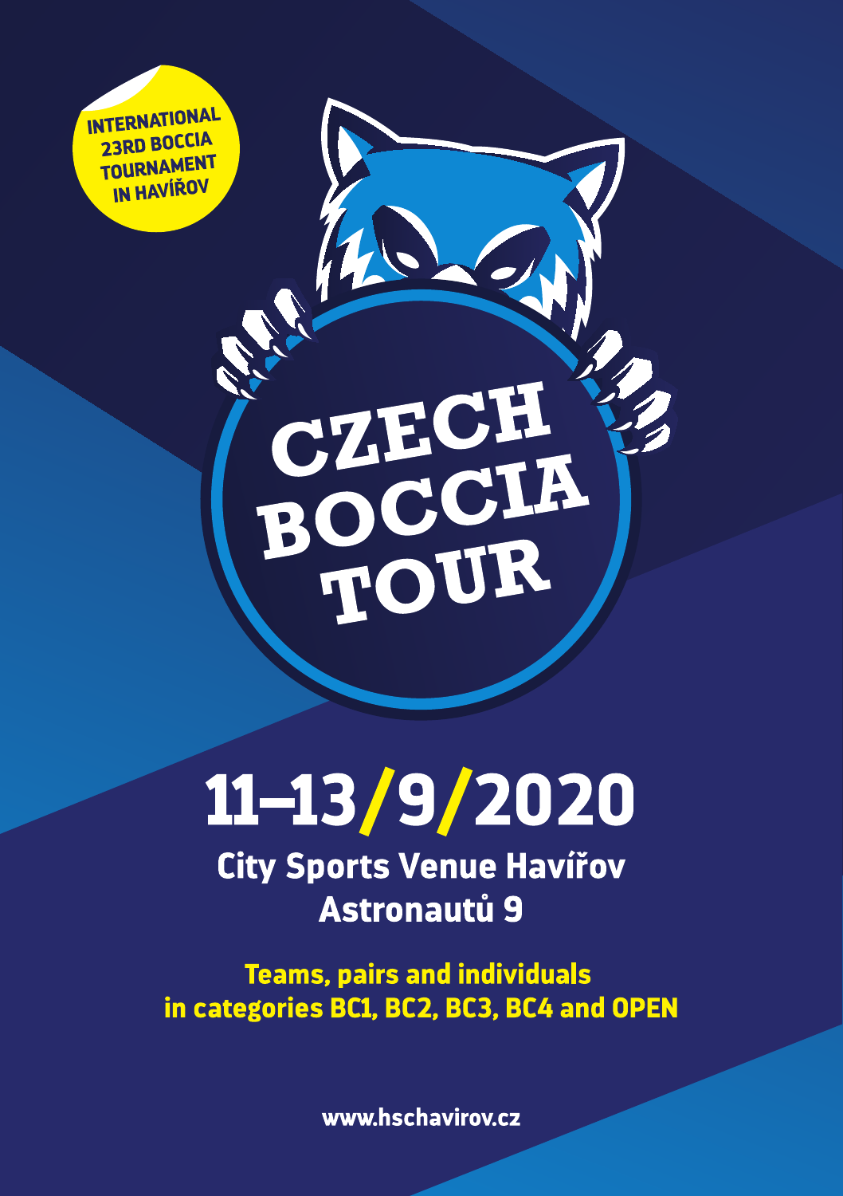INTERNATIONAL 23RD BOCCIA TOURNAMENT IN HAVÍŘOV

# CZECH BOCCIA TOUR

## 11–13/9/2020

**City Sports Venue Havířov**
**Astronautů 9**

**Teams, pairs and individuals in categories BC1, BC2, BC3, BC4 and OPEN**

www.hschavirov.cz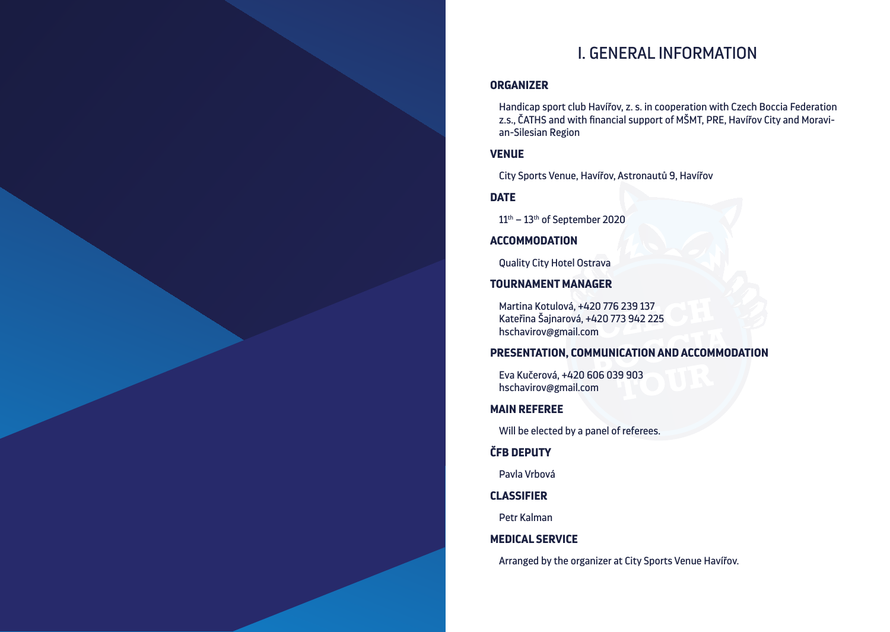# I. GENERAL INFORMATION

**ORGANIZER**

Handicap sport club Havířov, z. s. in cooperation with Czech Boccia Federation z.s., ČATHS and with financial support of MŠMT, PRE, Havířov City and Moravian-Silesian Region

**VENUE**

City Sports Venue, Havířov, Astronautů 9, Havířov

**DATE**

11th – 13th of September 2020

**ACCOMMODATION**

Quality City Hotel Ostrava

**TOURNAMENT MANAGER**

Martina Kotulová, +420 776 239 137
Kateřina Šajnarová, +420 773 942 225
hschavirov@gmail.com

**PRESENTATION, COMMUNICATION AND ACCOMMODATION**

Eva Kučerová, +420 606 039 903
hschavirov@gmail.com

**MAIN REFEREE**

Will be elected by a panel of referees.

**ČFB DEPUTY**

Pavla Vrbová

**CLASSIFIER**

Petr Kalman

**MEDICAL SERVICE**

Arranged by the organizer at City Sports Venue Havířov.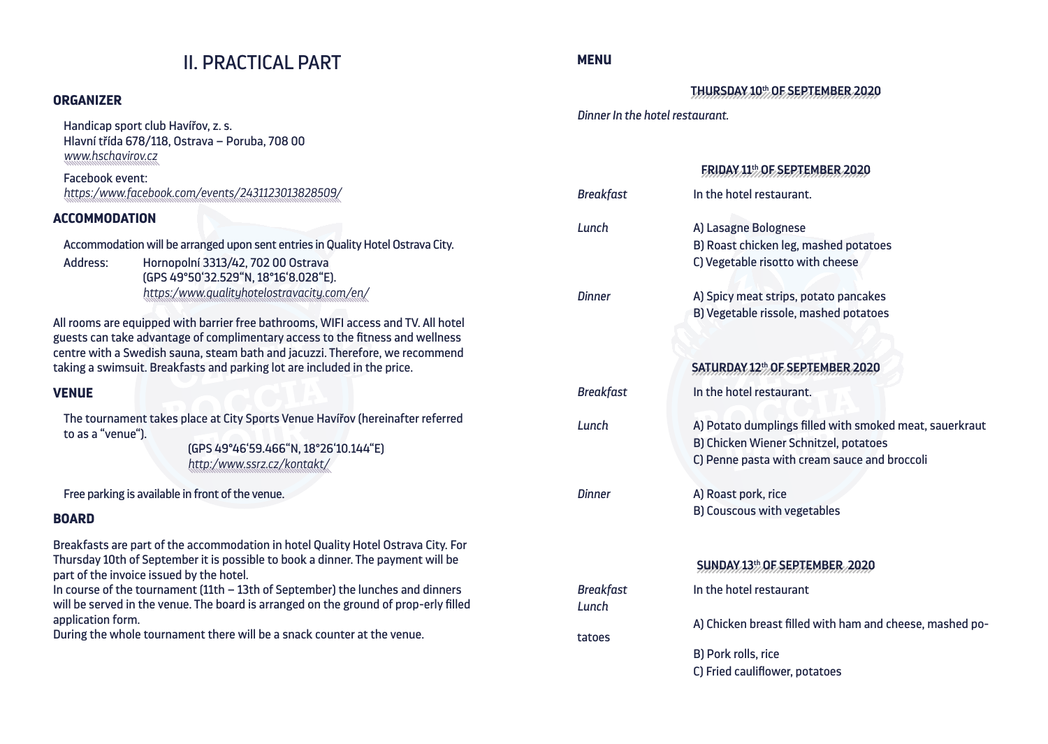# II. PRACTICAL PART

## ORGANIZER

Handicap sport club Havířov, z. s.
Hlavní třída 678/118, Ostrava – Poruba, 708 00
*www.hschavirov.cz*

Facebook event:
*https:/www.facebook.com/events/2431123013828509/*

## ACCOMMODATION

Accommodation will be arranged upon sent entries in Quality Hotel Ostrava City.

Address: Hornopolní 3313/42, 702 00 Ostrava
(GPS 49°50'32.529"N, 18°16'8.028"E).
*https:/www.qualityhotelostravacity.com/en/*

All rooms are equipped with barrier free bathrooms, WIFI access and TV. All hotel guests can take advantage of complimentary access to the fitness and wellness centre with a Swedish sauna, steam bath and jacuzzi. Therefore, we recommend taking a swimsuit. Breakfasts and parking lot are included in the price.

## VENUE

The tournament takes place at City Sports Venue Havířov (hereinafter referred to as a "venue").

(GPS 49°46'59.466"N, 18°26'10.144"E)
*http:/www.ssrz.cz/kontakt/*

Free parking is available in front of the venue.

## BOARD

Breakfasts are part of the accommodation in hotel Quality Hotel Ostrava City. For Thursday 10th of September it is possible to book a dinner. The payment will be part of the invoice issued by the hotel.
In course of the tournament (11th – 13th of September) the lunches and dinners will be served in the venue. The board is arranged on the ground of prop-erly filled application form.
During the whole tournament there will be a snack counter at the venue.

## MENU

### THURSDAY 10th OF SEPTEMBER 2020

*Dinner In the hotel restaurant.*

### FRIDAY 11th OF SEPTEMBER 2020

*Breakfast* In the hotel restaurant.

*Lunch*
A) Lasagne Bolognese
B) Roast chicken leg, mashed potatoes
C) Vegetable risotto with cheese

*Dinner*
A) Spicy meat strips, potato pancakes
B) Vegetable rissole, mashed potatoes

### SATURDAY 12th OF SEPTEMBER 2020

*Breakfast* In the hotel restaurant.

*Lunch*
A) Potato dumplings filled with smoked meat, sauerkraut
B) Chicken Wiener Schnitzel, potatoes
C) Penne pasta with cream sauce and broccoli

*Dinner*
A) Roast pork, rice
B) Couscous with vegetables

### SUNDAY 13th OF SEPTEMBER 2020

*Breakfast* In the hotel restaurant

*Lunch*
A) Chicken breast filled with ham and cheese, mashed po-tatoes
B) Pork rolls, rice
C) Fried cauliflower, potatoes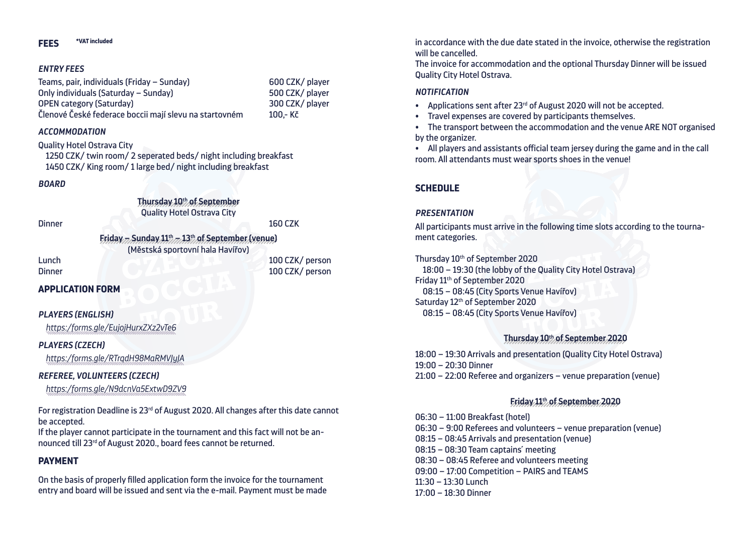## FEES

*VAT included

### *ENTRY FEES*

| | |
|---|---|
| Teams, pair, individuals (Friday – Sunday) | 600 CZK/ player |
| Only individuals (Saturday – Sunday) | 500 CZK/ player |
| OPEN category (Saturday) | 300 CZK/ player |
| Členové České federace boccii mají slevu na startovném | 100,- Kč |

### *ACCOMMODATION*

Quality Hotel Ostrava City

1250 CZK/ twin room/ 2 seperated beds/ night including breakfast

1450 CZK/ King room/ 1 large bed/ night including breakfast

### *BOARD*

**Thursday 10th of September**

Quality Hotel Ostrava City

| | |
|---|---|
| Dinner | 160 CZK |

**Friday – Sunday 11th – 13th of September (venue)**

(Městská sportovní hala Havířov)

| | |
|---|---|
| Lunch | 100 CZK/ person |
| Dinner | 100 CZK/ person |

## APPLICATION FORM

### *PLAYERS (ENGLISH)*

*https://forms.gle/EujojHurxZXz2vTe6*

### *PLAYERS (CZECH)*

*https://forms.gle/RTrqdH98MaRMVJyJA*

### *REFEREE, VOLUNTEERS (CZECH)*

*https://forms.gle/N9dcnVa5ExtwD9ZV9*

For registration Deadline is 23rd of August 2020. All changes after this date cannot be accepted.

If the player cannot participate in the tournament and this fact will not be announced till 23rd of August 2020., board fees cannot be returned.

## PAYMENT

On the basis of properly filled application form the invoice for the tournament entry and board will be issued and sent via the e-mail. Payment must be made in accordance with the due date stated in the invoice, otherwise the registration will be cancelled.

The invoice for accommodation and the optional Thursday Dinner will be issued Quality City Hotel Ostrava.

### *NOTIFICATION*

- Applications sent after 23rd of August 2020 will not be accepted.
- Travel expenses are covered by participants themselves.
- The transport between the accommodation and the venue ARE NOT organised by the organizer.
- All players and assistants official team jersey during the game and in the call room. All attendants must wear sports shoes in the venue!

## SCHEDULE

### *PRESENTATION*

All participants must arrive in the following time slots according to the tournament categories.

Thursday 10th of September 2020

18:00 – 19:30 (the lobby of the Quality City Hotel Ostrava)

Friday 11th of September 2020

08:15 – 08:45 (City Sports Venue Havířov)

Saturday 12th of September 2020

08:15 – 08:45 (City Sports Venue Havířov)

**Thursday 10th of September 2020**

18:00 – 19:30 Arrivals and presentation (Quality City Hotel Ostrava)
19:00 – 20:30 Dinner
21:00 – 22:00 Referee and organizers – venue preparation (venue)

**Friday 11th of September 2020**

06:30 – 11:00 Breakfast (hotel)
06:30 – 9:00 Referees and volunteers – venue preparation (venue)
08:15 – 08:45 Arrivals and presentation (venue)
08:15 – 08:30 Team captains´ meeting
08:30 – 08:45 Referee and volunteers meeting
09:00 – 17:00 Competition – PAIRS and TEAMS
11:30 – 13:30 Lunch
17:00 – 18:30 Dinner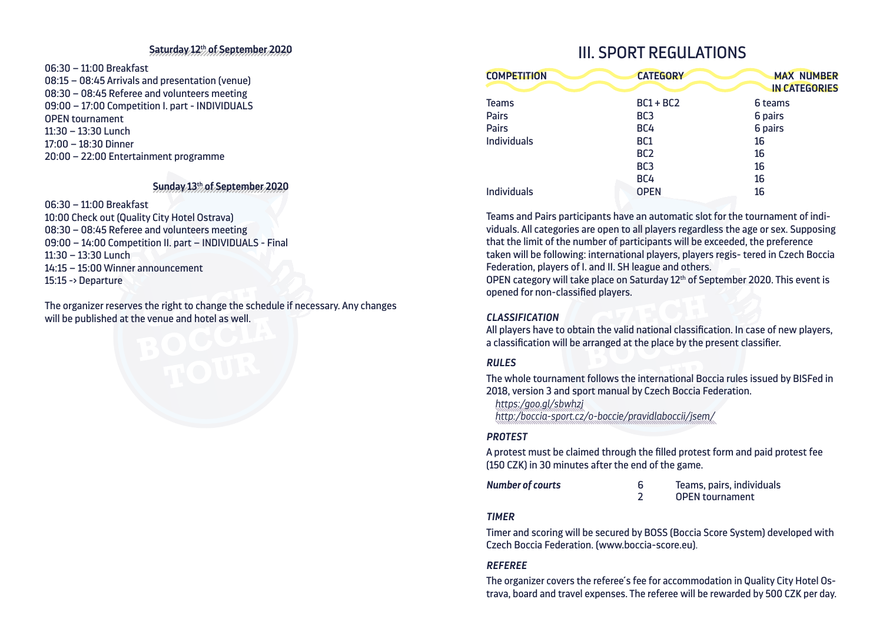**Saturday 12th of September 2020**

06:30 – 11:00 Breakfast
08:15 – 08:45 Arrivals and presentation (venue)
08:30 – 08:45 Referee and volunteers meeting
09:00 – 17:00 Competition I. part - INDIVIDUALS
OPEN tournament
11:30 – 13:30 Lunch
17:00 – 18:30 Dinner
20:00 – 22:00 Entertainment programme

**Sunday 13th of September 2020**

06:30 – 11:00 Breakfast
10:00 Check out (Quality City Hotel Ostrava)
08:30 – 08:45 Referee and volunteers meeting
09:00 – 14:00 Competition II. part – INDIVIDUALS - Final
11:30 – 13:30 Lunch
14:15 – 15:00 Winner announcement
15:15 -> Departure

The organizer reserves the right to change the schedule if necessary. Any changes will be published at the venue and hotel as well.

# III. SPORT REGULATIONS

| COMPETITION | CATEGORY | MAX NUMBER IN CATEGORIES |
|---|---|---|
| Teams | BC1 + BC2 | 6 teams |
| Pairs | BC3 | 6 pairs |
| Pairs | BC4 | 6 pairs |
| Individuals | BC1 | 16 |
| | BC2 | 16 |
| | BC3 | 16 |
| | BC4 | 16 |
| Individuals | OPEN | 16 |

Teams and Pairs participants have an automatic slot for the tournament of individuals. All categories are open to all players regardless the age or sex. Supposing that the limit of the number of participants will be exceeded, the preference taken will be following: international players, players regis- tered in Czech Boccia Federation, players of I. and II. SH league and others.
OPEN category will take place on Saturday 12th of September 2020. This event is opened for non-classified players.

### *CLASSIFICATION*

All players have to obtain the valid national classification. In case of new players, a classification will be arranged at the place by the present classifier.

### *RULES*

The whole tournament follows the international Boccia rules issued by BISFed in 2018, version 3 and sport manual by Czech Boccia Federation.

*https:/goo.gl/sbwhzj*
*http:/boccia-sport.cz/o-boccie/pravidlaboccii/jsem/*

### *PROTEST*

A protest must be claimed through the filled protest form and paid protest fee (150 CZK) in 30 minutes after the end of the game.

| *Number of courts* | | |
|---|---|---|
| | 6 | Teams, pairs, individuals |
| | 2 | OPEN tournament |

### *TIMER*

Timer and scoring will be secured by BOSS (Boccia Score System) developed with Czech Boccia Federation. (www.boccia-score.eu).

### *REFEREE*

The organizer covers the referee´s fee for accommodation in Quality City Hotel Ostrava, board and travel expenses. The referee will be rewarded by 500 CZK per day.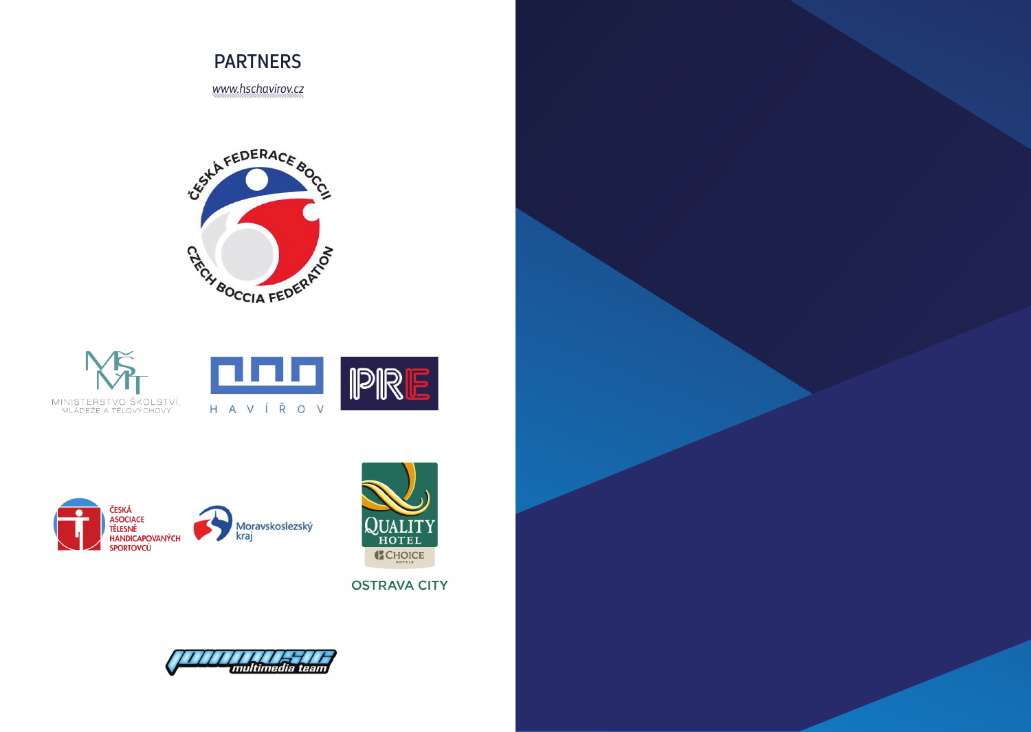## PARTNERS

*www.hschavirov.cz*

ČESKÁ FEDERACE BOCCII

CZECH BOCCIA FEDERATION

MINISTERSTVO ŠKOLSTVÍ, MLÁDEŽE A TĚLOVÝCHOVY

HAVÍŘOV

PRE

ČESKÁ ASOCIACE TĚLESNĚ HANDICAPOVANÝCH SPORTOVCŮ

Moravskoslezský kraj

QUALITY HOTEL

CHOICE HOTELS

OSTRAVA CITY

JOINMUSIC multimedia team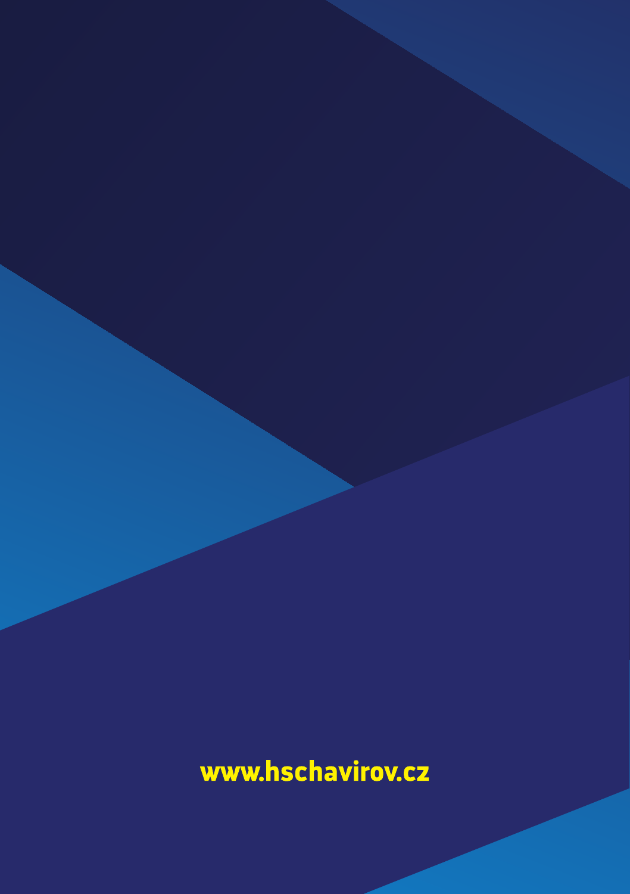www.hschavirov.cz